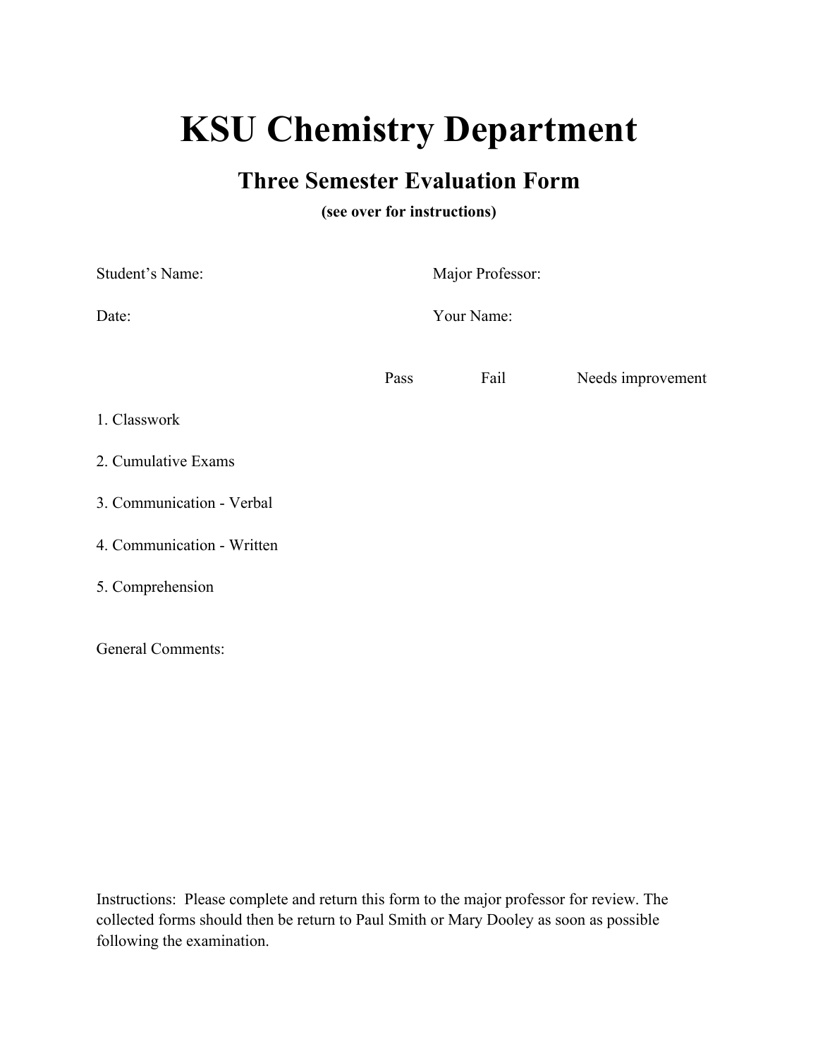# KSU Chemistry Department

## Three Semester Evaluation Form

**(see over for instructions)**

Student's Name: Major Professor:

Date: Your Name:

| | Pass | Fail | Needs improvement |
|---|---|---|---|
| 1. Classwork | | | |
| 2. Cumulative Exams | | | |
| 3. Communication - Verbal | | | |
| 4. Communication - Written | | | |
| 5. Comprehension | | | |

General Comments:

Instructions: Please complete and return this form to the major professor for review. The collected forms should then be return to Paul Smith or Mary Dooley as soon as possible following the examination.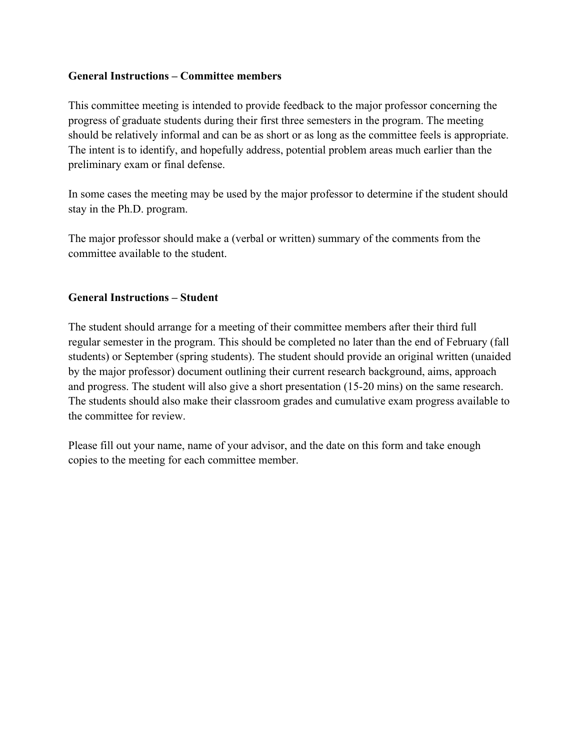**General Instructions – Committee members**

This committee meeting is intended to provide feedback to the major professor concerning the progress of graduate students during their first three semesters in the program. The meeting should be relatively informal and can be as short or as long as the committee feels is appropriate. The intent is to identify, and hopefully address, potential problem areas much earlier than the preliminary exam or final defense.

In some cases the meeting may be used by the major professor to determine if the student should stay in the Ph.D. program.

The major professor should make a (verbal or written) summary of the comments from the committee available to the student.

**General Instructions – Student**

The student should arrange for a meeting of their committee members after their third full regular semester in the program. This should be completed no later than the end of February (fall students) or September (spring students). The student should provide an original written (unaided by the major professor) document outlining their current research background, aims, approach and progress. The student will also give a short presentation (15-20 mins) on the same research. The students should also make their classroom grades and cumulative exam progress available to the committee for review.

Please fill out your name, name of your advisor, and the date on this form and take enough copies to the meeting for each committee member.